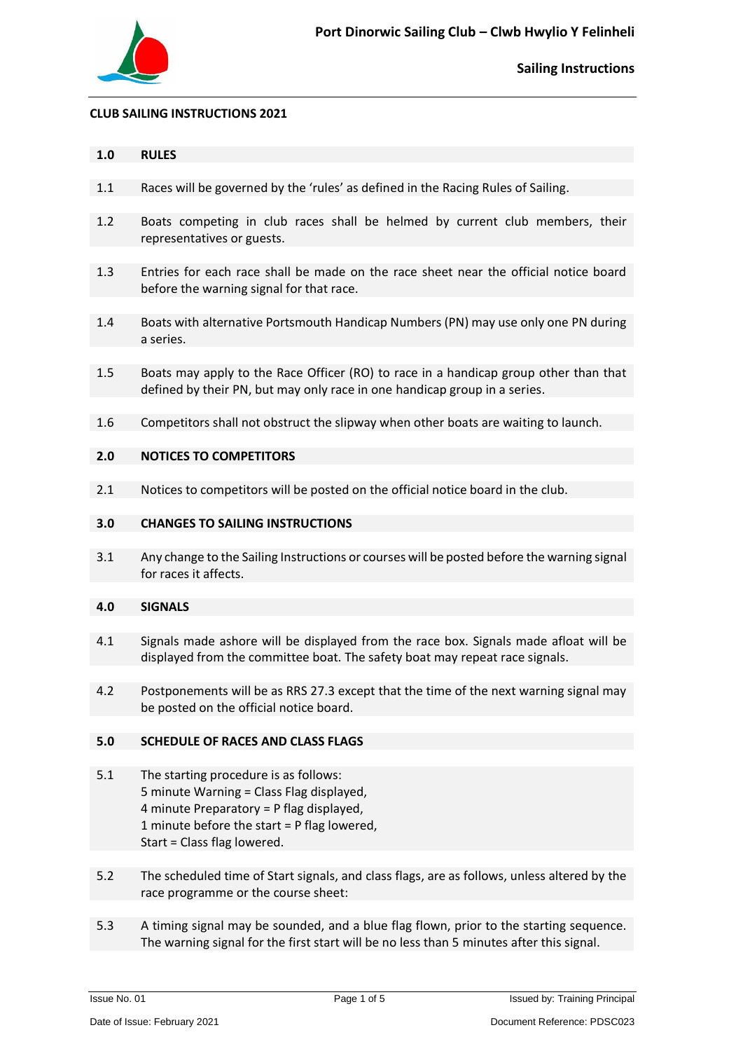**CLUB SAILING INSTRUCTIONS 2021**

## 1.0 RULES

1.1 Races will be governed by the 'rules' as defined in the Racing Rules of Sailing.

1.2 Boats competing in club races shall be helmed by current club members, their representatives or guests.

1.3 Entries for each race shall be made on the race sheet near the official notice board before the warning signal for that race.

1.4 Boats with alternative Portsmouth Handicap Numbers (PN) may use only one PN during a series.

1.5 Boats may apply to the Race Officer (RO) to race in a handicap group other than that defined by their PN, but may only race in one handicap group in a series.

1.6 Competitors shall not obstruct the slipway when other boats are waiting to launch.

## 2.0 NOTICES TO COMPETITORS

2.1 Notices to competitors will be posted on the official notice board in the club.

## 3.0 CHANGES TO SAILING INSTRUCTIONS

3.1 Any change to the Sailing Instructions or courses will be posted before the warning signal for races it affects.

## 4.0 SIGNALS

4.1 Signals made ashore will be displayed from the race box. Signals made afloat will be displayed from the committee boat. The safety boat may repeat race signals.

4.2 Postponements will be as RRS 27.3 except that the time of the next warning signal may be posted on the official notice board.

## 5.0 SCHEDULE OF RACES AND CLASS FLAGS

5.1 The starting procedure is as follows:
5 minute Warning = Class Flag displayed,
4 minute Preparatory = P flag displayed,
1 minute before the start = P flag lowered,
Start = Class flag lowered.

5.2 The scheduled time of Start signals, and class flags, are as follows, unless altered by the race programme or the course sheet:

5.3 A timing signal may be sounded, and a blue flag flown, prior to the starting sequence. The warning signal for the first start will be no less than 5 minutes after this signal.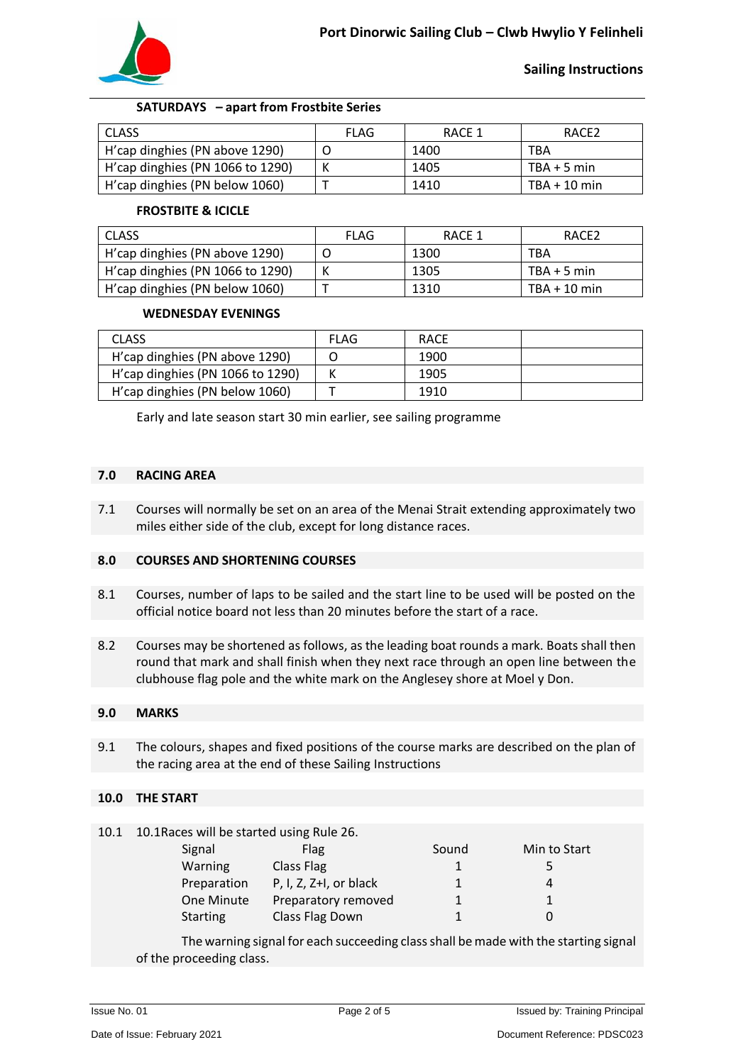**SATURDAYS – apart from Frostbite Series**

| CLASS | FLAG | RACE 1 | RACE2 |
|---|---|---|---|
| H'cap dinghies (PN above 1290) | O | 1400 | TBA |
| H'cap dinghies (PN 1066 to 1290) | K | 1405 | TBA + 5 min |
| H'cap dinghies (PN below 1060) | T | 1410 | TBA + 10 min |

**FROSTBITE & ICICLE**

| CLASS | FLAG | RACE 1 | RACE2 |
|---|---|---|---|
| H'cap dinghies (PN above 1290) | O | 1300 | TBA |
| H'cap dinghies (PN 1066 to 1290) | K | 1305 | TBA + 5 min |
| H'cap dinghies (PN below 1060) | T | 1310 | TBA + 10 min |

**WEDNESDAY EVENINGS**

| CLASS | FLAG | RACE | |
|---|---|---|---|
| H'cap dinghies (PN above 1290) | O | 1900 | |
| H'cap dinghies (PN 1066 to 1290) | K | 1905 | |
| H'cap dinghies (PN below 1060) | T | 1910 | |

Early and late season start 30 min earlier, see sailing programme

## 7.0 RACING AREA

7.1 Courses will normally be set on an area of the Menai Strait extending approximately two miles either side of the club, except for long distance races.

## 8.0 COURSES AND SHORTENING COURSES

8.1 Courses, number of laps to be sailed and the start line to be used will be posted on the official notice board not less than 20 minutes before the start of a race.

8.2 Courses may be shortened as follows, as the leading boat rounds a mark. Boats shall then round that mark and shall finish when they next race through an open line between the clubhouse flag pole and the white mark on the Anglesey shore at Moel y Don.

## 9.0 MARKS

9.1 The colours, shapes and fixed positions of the course marks are described on the plan of the racing area at the end of these Sailing Instructions

## 10.0 THE START

10.1 10.1Races will be started using Rule 26.

| Signal | Flag | Sound | Min to Start |
|---|---|---|---|
| Warning | Class Flag | 1 | 5 |
| Preparation | P, I, Z, Z+I, or black | 1 | 4 |
| One Minute | Preparatory removed | 1 | 1 |
| Starting | Class Flag Down | 1 | 0 |

The warning signal for each succeeding class shall be made with the starting signal of the proceeding class.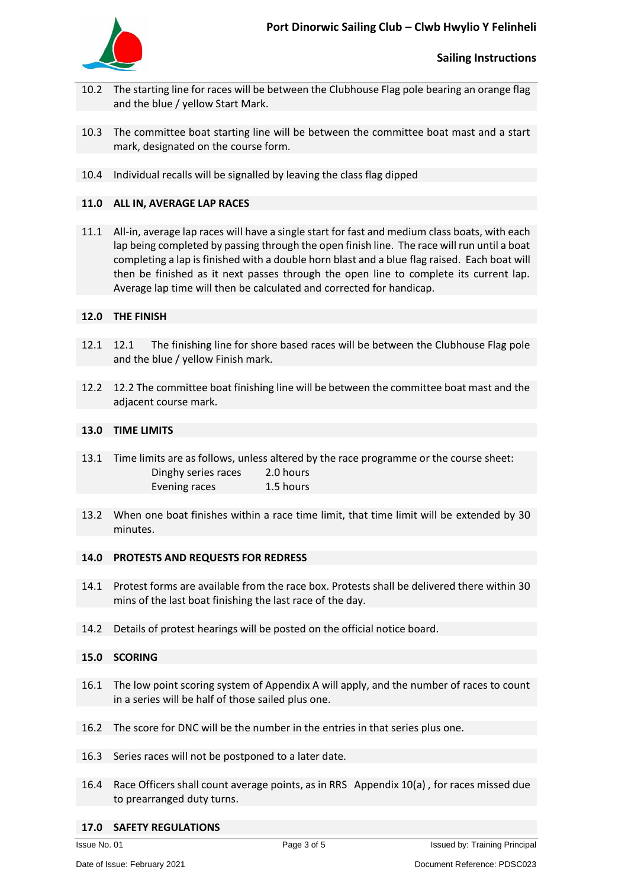10.2 The starting line for races will be between the Clubhouse Flag pole bearing an orange flag and the blue / yellow Start Mark.

10.3 The committee boat starting line will be between the committee boat mast and a start mark, designated on the course form.

10.4 Individual recalls will be signalled by leaving the class flag dipped

## 11.0 ALL IN, AVERAGE LAP RACES

11.1 All-in, average lap races will have a single start for fast and medium class boats, with each lap being completed by passing through the open finish line. The race will run until a boat completing a lap is finished with a double horn blast and a blue flag raised. Each boat will then be finished as it next passes through the open line to complete its current lap. Average lap time will then be calculated and corrected for handicap.

## 12.0 THE FINISH

12.1 12.1 The finishing line for shore based races will be between the Clubhouse Flag pole and the blue / yellow Finish mark.

12.2 12.2 The committee boat finishing line will be between the committee boat mast and the adjacent course mark.

## 13.0 TIME LIMITS

13.1 Time limits are as follows, unless altered by the race programme or the course sheet:

| | |
|---|---|
| Dinghy series races | 2.0 hours |
| Evening races | 1.5 hours |

13.2 When one boat finishes within a race time limit, that time limit will be extended by 30 minutes.

## 14.0 PROTESTS AND REQUESTS FOR REDRESS

14.1 Protest forms are available from the race box. Protests shall be delivered there within 30 mins of the last boat finishing the last race of the day.

14.2 Details of protest hearings will be posted on the official notice board.

## 15.0 SCORING

16.1 The low point scoring system of Appendix A will apply, and the number of races to count in a series will be half of those sailed plus one.

16.2 The score for DNC will be the number in the entries in that series plus one.

16.3 Series races will not be postponed to a later date.

16.4 Race Officers shall count average points, as in RRS Appendix 10(a) , for races missed due to prearranged duty turns.

## 17.0 SAFETY REGULATIONS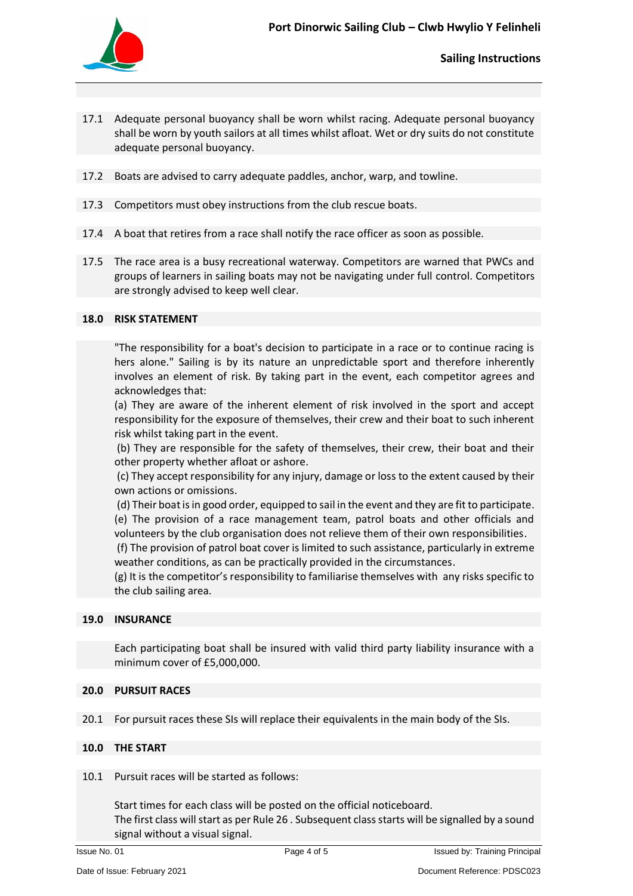17.1 Adequate personal buoyancy shall be worn whilst racing. Adequate personal buoyancy shall be worn by youth sailors at all times whilst afloat. Wet or dry suits do not constitute adequate personal buoyancy.

17.2 Boats are advised to carry adequate paddles, anchor, warp, and towline.

17.3 Competitors must obey instructions from the club rescue boats.

17.4 A boat that retires from a race shall notify the race officer as soon as possible.

17.5 The race area is a busy recreational waterway. Competitors are warned that PWCs and groups of learners in sailing boats may not be navigating under full control. Competitors are strongly advised to keep well clear.

## 18.0 RISK STATEMENT

"The responsibility for a boat's decision to participate in a race or to continue racing is hers alone." Sailing is by its nature an unpredictable sport and therefore inherently involves an element of risk. By taking part in the event, each competitor agrees and acknowledges that:

(a) They are aware of the inherent element of risk involved in the sport and accept responsibility for the exposure of themselves, their crew and their boat to such inherent risk whilst taking part in the event.

(b) They are responsible for the safety of themselves, their crew, their boat and their other property whether afloat or ashore.

(c) They accept responsibility for any injury, damage or loss to the extent caused by their own actions or omissions.

(d) Their boat is in good order, equipped to sail in the event and they are fit to participate.

(e) The provision of a race management team, patrol boats and other officials and volunteers by the club organisation does not relieve them of their own responsibilities.

(f) The provision of patrol boat cover is limited to such assistance, particularly in extreme weather conditions, as can be practically provided in the circumstances.

(g) It is the competitor's responsibility to familiarise themselves with any risks specific to the club sailing area.

## 19.0 INSURANCE

Each participating boat shall be insured with valid third party liability insurance with a minimum cover of £5,000,000.

## 20.0 PURSUIT RACES

20.1 For pursuit races these SIs will replace their equivalents in the main body of the SIs.

## 10.0 THE START

10.1 Pursuit races will be started as follows:

Start times for each class will be posted on the official noticeboard.
The first class will start as per Rule 26 . Subsequent class starts will be signalled by a sound signal without a visual signal.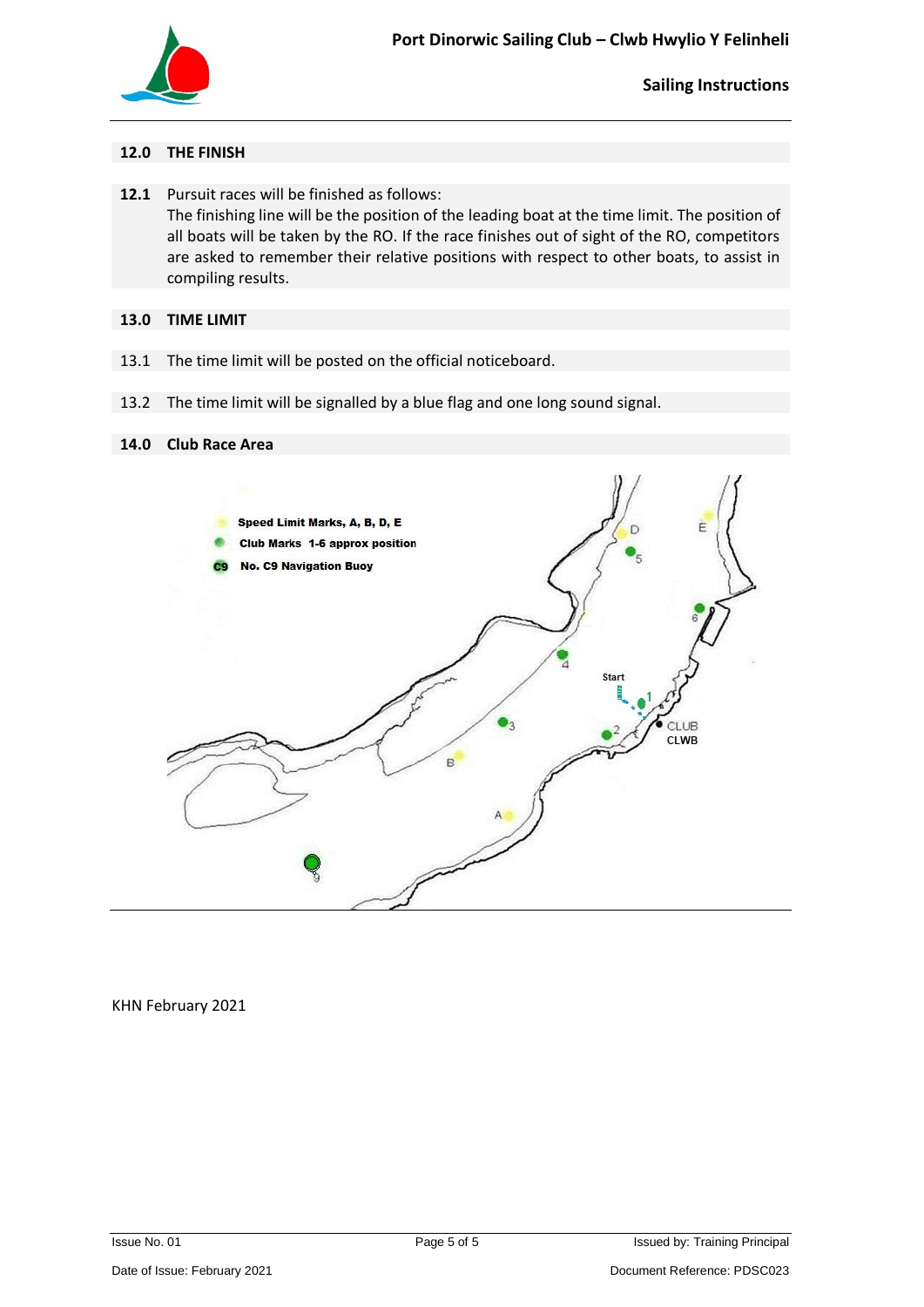## 12.0 THE FINISH

**12.1** Pursuit races will be finished as follows:
The finishing line will be the position of the leading boat at the time limit. The position of all boats will be taken by the RO. If the race finishes out of sight of the RO, competitors are asked to remember their relative positions with respect to other boats, to assist in compiling results.

## 13.0 TIME LIMIT

13.1 The time limit will be posted on the official noticeboard.

13.2 The time limit will be signalled by a blue flag and one long sound signal.

## 14.0 Club Race Area

Speed Limit Marks, A, B, D, E
Club Marks 1-6 approx position
C9 No. C9 Navigation Buoy

D
E
5
6
4
Start
1
3
2
CLUB
CLWB
B
A
9

KHN February 2021